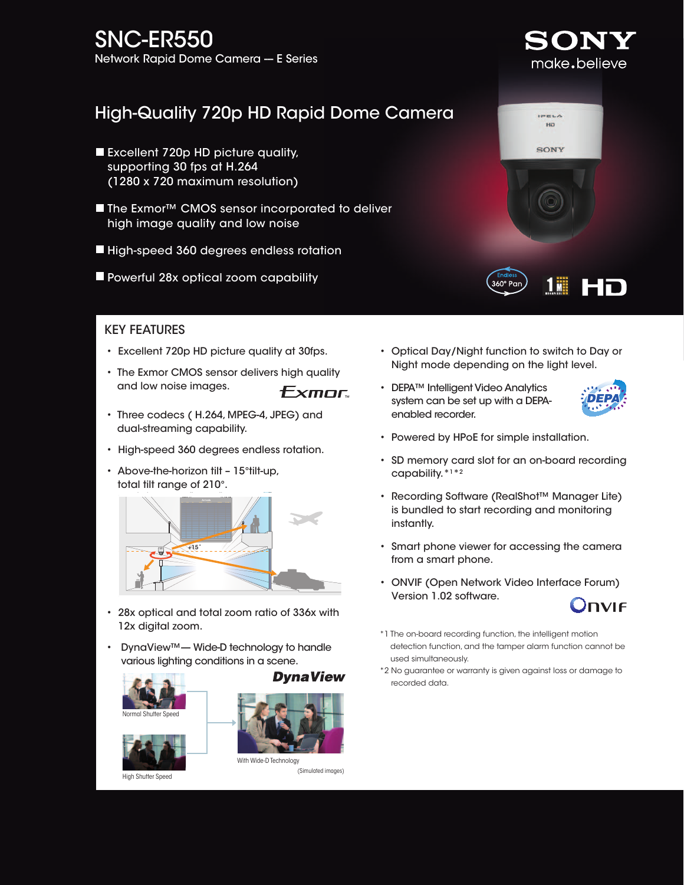# SNC-ER550

Network Rapid Dome Camera — E Series

SONY
make.believe

## High-Quality 720p HD Rapid Dome Camera

- Excellent 720p HD picture quality, supporting 30 fps at H.264 (1280 x 720 maximum resolution)
- The Exmor™ CMOS sensor incorporated to deliver high image quality and low noise
- High-speed 360 degrees endless rotation
- Powerful 28x optical zoom capability

## KEY FEATURES

- Excellent 720p HD picture quality at 30fps.
- The Exmor CMOS sensor delivers high quality and low noise images.
- Three codecs ( H.264, MPEG-4, JPEG) and dual-streaming capability.
- High-speed 360 degrees endless rotation.
- Above-the-horizon tilt – 15°tilt-up, total tilt range of 210°.

+15°

- 28x optical and total zoom ratio of 336x with 12x digital zoom.
- DynaView™— Wide-D technology to handle various lighting conditions in a scene.

DynaView

Normal Shutter Speed

High Shutter Speed

With Wide-D Technology

(Simulated images)

- Optical Day/Night function to switch to Day or Night mode depending on the light level.
- DEPA™ Intelligent Video Analytics system can be set up with a DEPA-enabled recorder.
- Powered by HPoE for simple installation.
- SD memory card slot for an on-board recording capability. *1 *2
- Recording Software (RealShot™ Manager Lite) is bundled to start recording and monitoring instantly.
- Smart phone viewer for accessing the camera from a smart phone.
- ONVIF (Open Network Video Interface Forum) Version 1.02 software.

*1 The on-board recording function, the intelligent motion detection function, and the tamper alarm function cannot be used simultaneously.

*2 No guarantee or warranty is given against loss or damage to recorded data.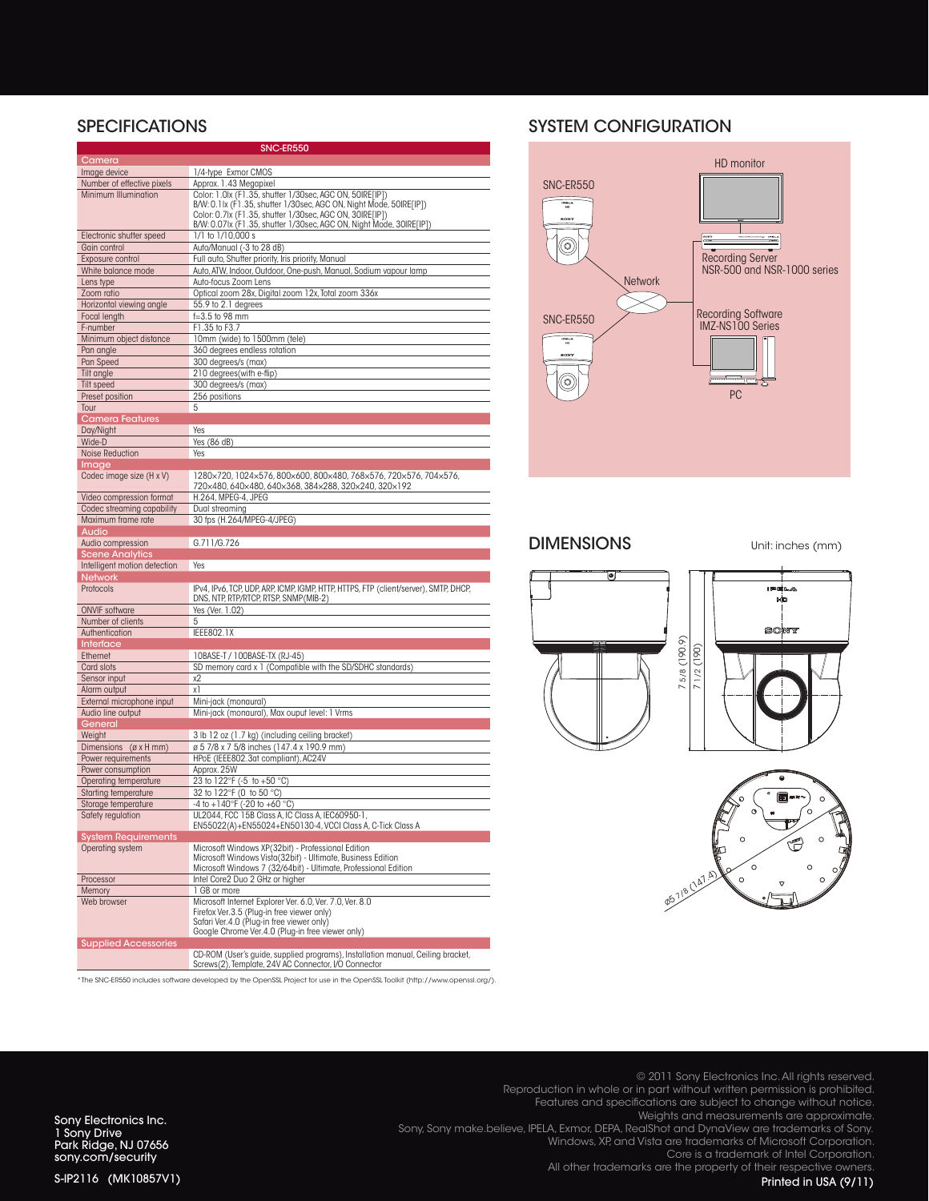## SPECIFICATIONS

| | SNC-ER550 |
|---|---|
| **Camera** | |
| Image device | 1/4-type Exmor CMOS |
| Number of effective pixels | Approx. 1.43 Megapixel |
| Minimum Illumination | Color: 1.0lx (F1.35, shutter 1/30sec, AGC ON, 50IRE[IP])<br>B/W: 0.1lx (F1.35, shutter 1/30sec, AGC ON, Night Mode, 50IRE[IP])<br>Color: 0.7lx (F1.35, shutter 1/30sec, AGC ON, 30IRE[IP])<br>B/W: 0.07lx (F1.35, shutter 1/30sec, AGC ON, Night Mode, 30IRE[IP]) |
| Electronic shutter speed | 1/1 to 1/10,000 s |
| Gain control | Auto/Manual (-3 to 28 dB) |
| Exposure control | Full auto, Shutter priority, Iris priority, Manual |
| White balance mode | Auto, ATW, Indoor, Outdoor, One-push, Manual, Sodium vapour lamp |
| Lens type | Auto-focus Zoom Lens |
| Zoom ratio | Optical zoom 28x, Digital zoom 12x, Total zoom 336x |
| Horizontal viewing angle | 55.9 to 2.1 degrees |
| Focal length | f=3.5 to 98 mm |
| F-number | F1.35 to F3.7 |
| Minimum object distance | 10mm (wide) to 1500mm (tele) |
| Pan angle | 360 degrees endless rotation |
| Pan Speed | 300 degrees/s (max) |
| Tilt angle | 210 degrees(with e-flip) |
| Tilt speed | 300 degrees/s (max) |
| Preset position | 256 positions |
| Tour | 5 |
| **Camera Features** | |
| Day/Night | Yes |
| Wide-D | Yes (86 dB) |
| Noise Reduction | Yes |
| **Image** | |
| Codec image size (H x V) | 1280×720, 1024×576, 800×600, 800×480, 768×576, 720×576, 704×576, 720×480, 640×480, 640×368, 384×288, 320×240, 320×192 |
| Video compression format | H.264, MPEG-4, JPEG |
| Codec streaming capability | Dual streaming |
| Maximum frame rate | 30 fps (H.264/MPEG-4/JPEG) |
| **Audio** | |
| Audio compression | G.711/G.726 |
| **Scene Analytics** | |
| Intelligent motion detection | Yes |
| **Network** | |
| Protocols | IPv4, IPv6, TCP, UDP, ARP, ICMP, IGMP, HTTP, HTTPS, FTP (client/server), SMTP, DHCP, DNS, NTP, RTP/RTCP, RTSP, SNMP(MIB-2) |
| ONVIF software | Yes (Ver. 1.02) |
| Number of clients | 5 |
| Authentication | IEEE802.1X |
| **Interface** | |
| Ethernet | 10BASE-T / 100BASE-TX (RJ-45) |
| Card slots | SD memory card x 1 (Compatible with the SD/SDHC standards) |
| Sensor input | x2 |
| Alarm output | x1 |
| External microphone input | Mini-jack (monaural) |
| Audio line output | Mini-jack (monaural), Max ouput level: 1 Vrms |
| **General** | |
| Weight | 3 lb 12 oz (1.7 kg) (including ceiling bracket) |
| Dimensions (ø x H mm) | ø 5 7/8 x 7 5/8 inches (147.4 x 190.9 mm) |
| Power requirements | HPoE (IEEE802.3at compliant), AC24V |
| Power consumption | Approx. 25W |
| Operating temperature | 23 to 122°F (-5 to +50 °C) |
| Starting temperature | 32 to 122°F (0 to 50 °C) |
| Storage temperature | -4 to +140°F (-20 to +60 °C) |
| Safety regulation | UL2044, FCC 15B Class A, IC Class A, IEC60950-1, EN55022(A)+EN55024+EN50130-4, VCCI Class A, C-Tick Class A |
| **System Requirements** | |
| Operating system | Microsoft Windows XP(32bit) - Professional Edition<br>Microsoft Windows Vista(32bit) - Ultimate, Business Edition<br>Microsoft Windows 7 (32/64bit) - Ultimate, Professional Edition |
| Processor | Intel Core2 Duo 2 GHz or higher |
| Memory | 1 GB or more |
| Web browser | Microsoft Internet Explorer Ver. 6.0, Ver. 7.0, Ver. 8.0<br>Firefox Ver.3.5 (Plug-in free viewer only)<br>Safari Ver.4.0 (Plug-in free viewer only)<br>Google Chrome Ver.4.0 (Plug-in free viewer only) |
| **Supplied Accessories** | |
| | CD-ROM (User's guide, supplied programs), Installation manual, Ceiling bracket, Screws(2), Template, 24V AC Connector, I/O Connector |

*The SNC-ER550 includes software developed by the OpenSSL Project for use in the OpenSSL Toolkit (http://www.openssl.org/).

## SYSTEM CONFIGURATION

SNC-ER550

SNC-ER550

Network

HD monitor

Recording Server
NSR-500 and NSR-1000 series

Recording Software
IMZ-NS100 Series

PC

## DIMENSIONS

Unit: inches (mm)

7 5/8 (190.9)

7 1/2 (190)

ø5 7/8 (147.4)

Sony Electronics Inc.
1 Sony Drive
Park Ridge, NJ 07656
sony.com/security

S-IP2116 (MK10857V1)

© 2011 Sony Electronics Inc. All rights reserved.
Reproduction in whole or in part without written permission is prohibited.
Features and specifications are subject to change without notice.
Weights and measurements are approximate.
Sony, Sony make.believe, IPELA, Exmor, DEPA, RealShot and DynaView are trademarks of Sony.
Windows, XP, and Vista are trademarks of Microsoft Corporation.
Core is a trademark of Intel Corporation.
All other trademarks are the property of their respective owners.
Printed in USA (9/11)